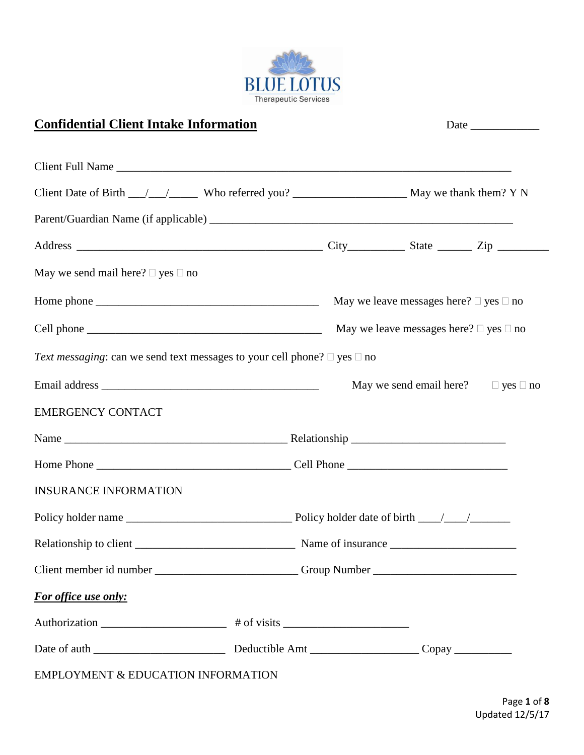BLUE LOTUS
Therapeutic Services

## Confidential Client Intake Information

Date ____________

Client Full Name ________________________________________________________________________

Client Date of Birth ___/___/_____ Who referred you? ____________________ May we thank them? Y N

Parent/Guardian Name (if applicable) ______________________________________________________

Address ____________________________________________ City__________ State ______ Zip _________

May we send mail here? ☐ yes ☐ no

Home phone ________________________________________ May we leave messages here? ☐ yes ☐ no

Cell phone __________________________________________ May we leave messages here? ☐ yes ☐ no

*Text messaging*: can we send text messages to your cell phone? ☐ yes ☐ no

Email address _______________________________________ May we send email here? ☐ yes ☐ no

EMERGENCY CONTACT

Name ________________________________________ Relationship ___________________________

Home Phone ___________________________________ Cell Phone ____________________________

INSURANCE INFORMATION

Policy holder name ______________________________ Policy holder date of birth ____/____/_______

Relationship to client ____________________________ Name of insurance ______________________

Client member id number ________________________ Group Number _________________________

***For office use only:***

Authorization ______________________ # of visits ______________________

Date of auth _______________________ Deductible Amt ___________________ Copay __________

EMPLOYMENT & EDUCATION INFORMATION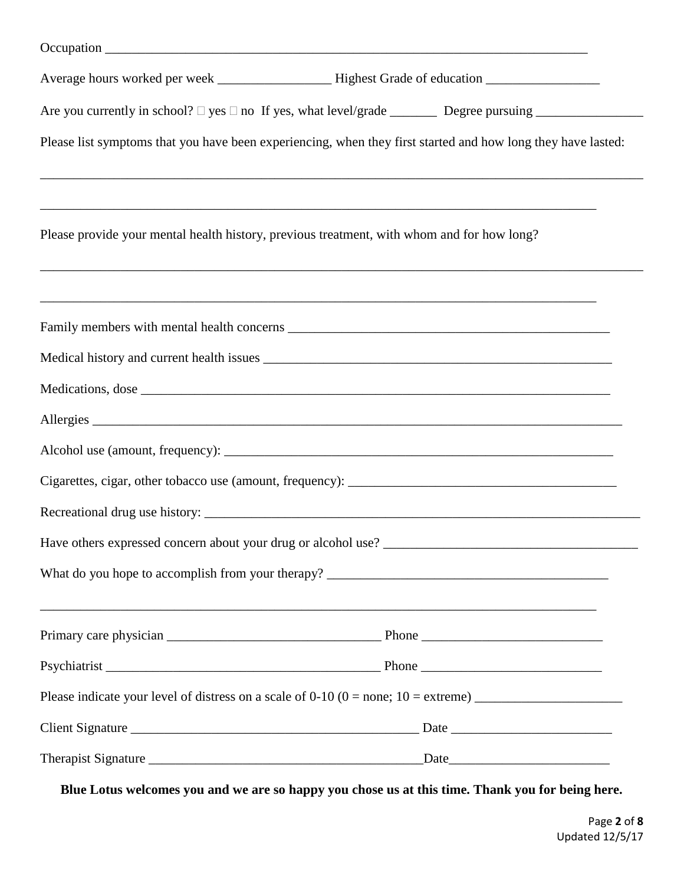Occupation ___________________________________________________________________________

Average hours worked per week _________________ Highest Grade of education _________________

Are you currently in school? □ yes □ no If yes, what level/grade _______ Degree pursuing ________________

Please list symptoms that you have been experiencing, when they first started and how long they have lasted:

_____________________________________________________________________________________________

_____________________________________________________________________________________

Please provide your mental health history, previous treatment, with whom and for how long?

_____________________________________________________________________________________________

_____________________________________________________________________________________

Family members with mental health concerns __________________________________________________

Medical history and current health issues _____________________________________________________

Medications, dose _________________________________________________________________________

Allergies _________________________________________________________________________________

Alcohol use (amount, frequency): ______________________________________________________________

Cigarettes, cigar, other tobacco use (amount, frequency): ________________________________________

Recreational drug use history: ________________________________________________________________

Have others expressed concern about your drug or alcohol use? ______________________________________

What do you hope to accomplish from your therapy? _____________________________________________

_____________________________________________________________________________________

Primary care physician ________________________________ Phone ___________________________

Psychiatrist _________________________________________ Phone ___________________________

Please indicate your level of distress on a scale of 0-10 (0 = none; 10 = extreme) ______________________

Client Signature ____________________________________________ Date ________________________

Therapist Signature ________________________________________Date________________________

**Blue Lotus welcomes you and we are so happy you chose us at this time. Thank you for being here.**

Updated 12/5/17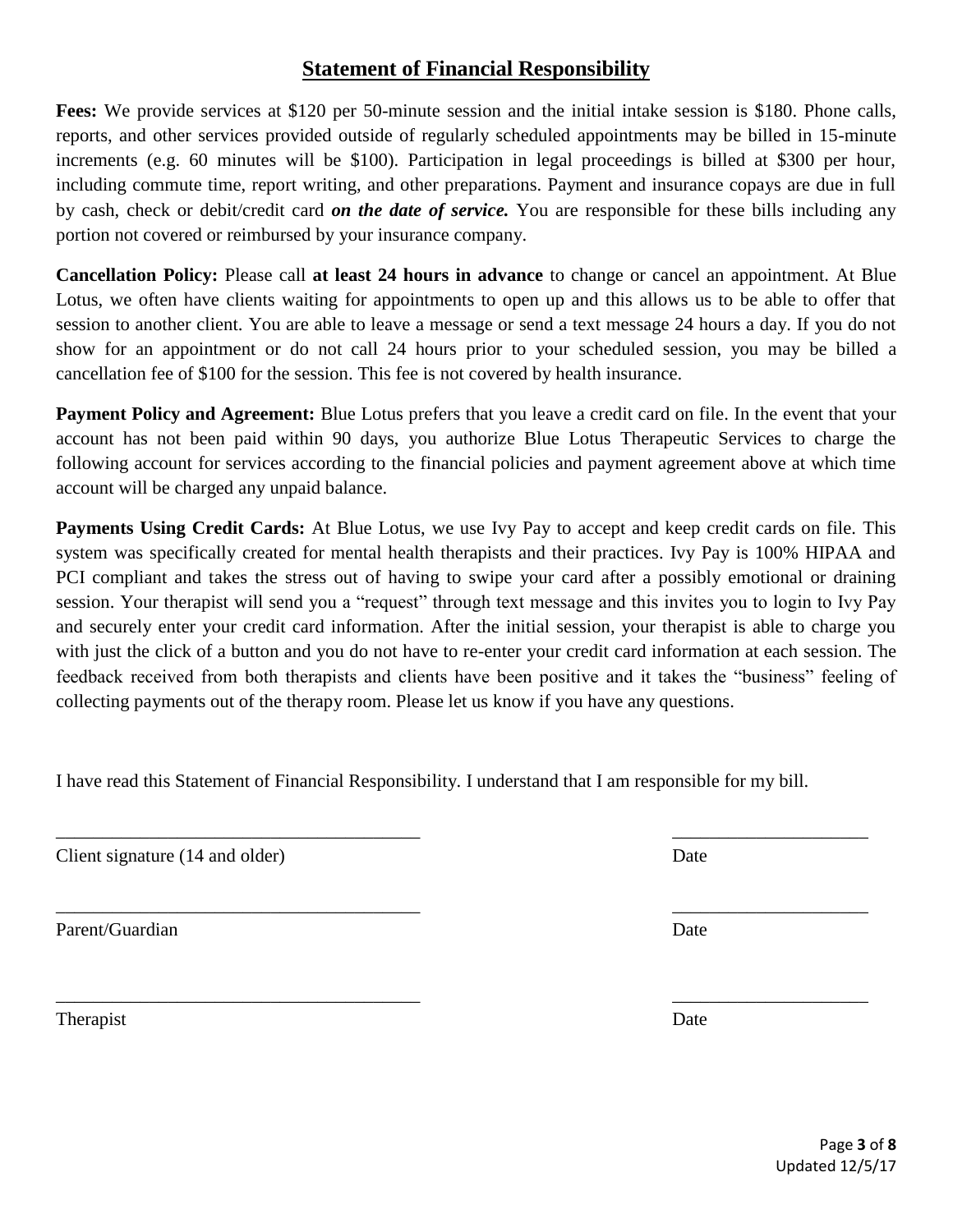# Statement of Financial Responsibility

**Fees:** We provide services at $120 per 50-minute session and the initial intake session is $180. Phone calls, reports, and other services provided outside of regularly scheduled appointments may be billed in 15-minute increments (e.g. 60 minutes will be $100). Participation in legal proceedings is billed at $300 per hour, including commute time, report writing, and other preparations. Payment and insurance copays are due in full by cash, check or debit/credit card ***on the date of service.*** You are responsible for these bills including any portion not covered or reimbursed by your insurance company.

**Cancellation Policy:** Please call **at least 24 hours in advance** to change or cancel an appointment. At Blue Lotus, we often have clients waiting for appointments to open up and this allows us to be able to offer that session to another client. You are able to leave a message or send a text message 24 hours a day. If you do not show for an appointment or do not call 24 hours prior to your scheduled session, you may be billed a cancellation fee of $100 for the session. This fee is not covered by health insurance.

**Payment Policy and Agreement:** Blue Lotus prefers that you leave a credit card on file. In the event that your account has not been paid within 90 days, you authorize Blue Lotus Therapeutic Services to charge the following account for services according to the financial policies and payment agreement above at which time account will be charged any unpaid balance.

**Payments Using Credit Cards:** At Blue Lotus, we use Ivy Pay to accept and keep credit cards on file. This system was specifically created for mental health therapists and their practices. Ivy Pay is 100% HIPAA and PCI compliant and takes the stress out of having to swipe your card after a possibly emotional or draining session. Your therapist will send you a "request" through text message and this invites you to login to Ivy Pay and securely enter your credit card information. After the initial session, your therapist is able to charge you with just the click of a button and you do not have to re-enter your credit card information at each session. The feedback received from both therapists and clients have been positive and it takes the "business" feeling of collecting payments out of the therapy room. Please let us know if you have any questions.

I have read this Statement of Financial Responsibility. I understand that I am responsible for my bill.

_______________________________________ _____________________

Client signature (14 and older) Date

_______________________________________ _____________________

Parent/Guardian Date

_______________________________________ _____________________

Therapist Date

Updated 12/5/17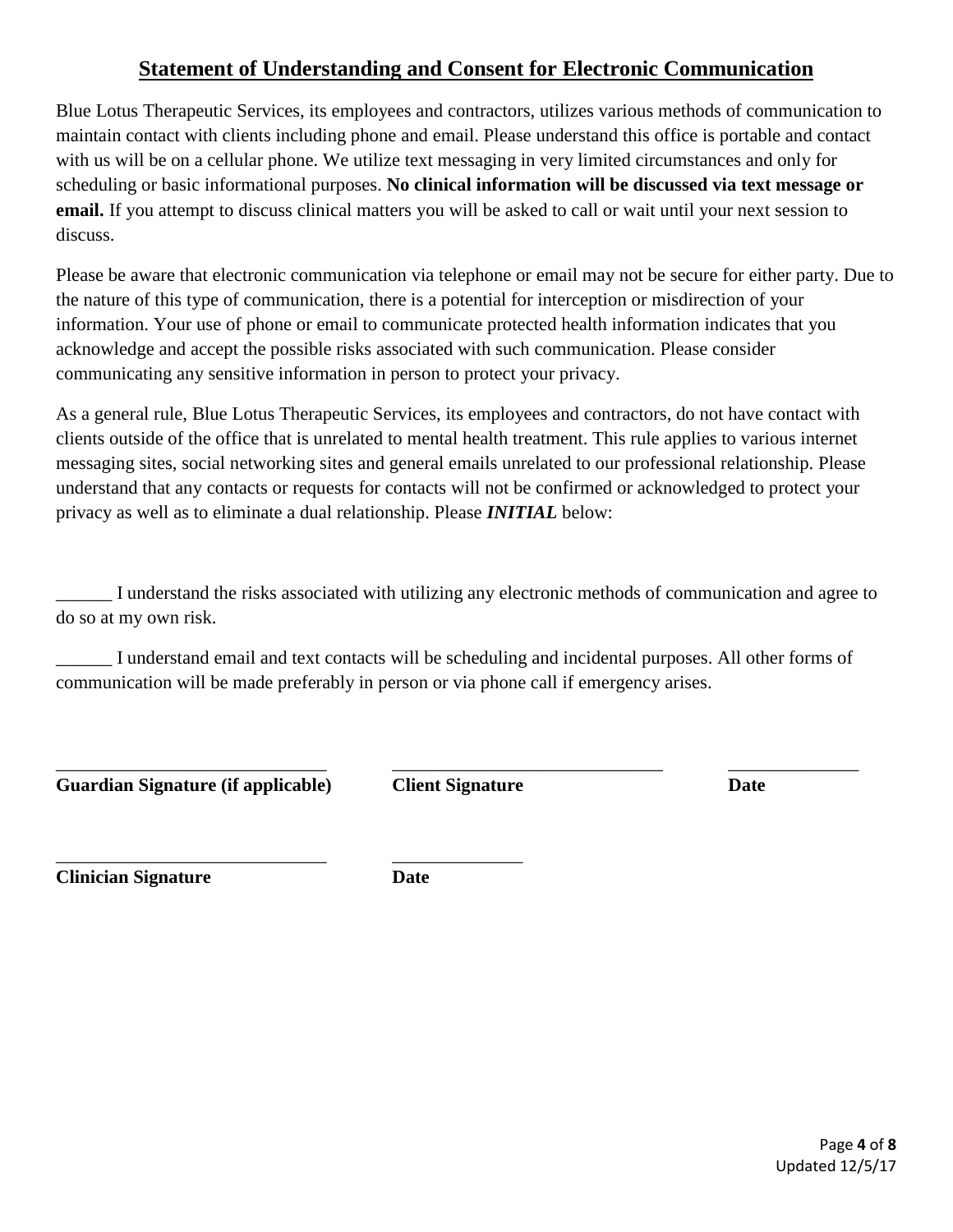## Statement of Understanding and Consent for Electronic Communication

Blue Lotus Therapeutic Services, its employees and contractors, utilizes various methods of communication to maintain contact with clients including phone and email. Please understand this office is portable and contact with us will be on a cellular phone. We utilize text messaging in very limited circumstances and only for scheduling or basic informational purposes. **No clinical information will be discussed via text message or email.** If you attempt to discuss clinical matters you will be asked to call or wait until your next session to discuss.

Please be aware that electronic communication via telephone or email may not be secure for either party. Due to the nature of this type of communication, there is a potential for interception or misdirection of your information. Your use of phone or email to communicate protected health information indicates that you acknowledge and accept the possible risks associated with such communication. Please consider communicating any sensitive information in person to protect your privacy.

As a general rule, Blue Lotus Therapeutic Services, its employees and contractors, do not have contact with clients outside of the office that is unrelated to mental health treatment. This rule applies to various internet messaging sites, social networking sites and general emails unrelated to our professional relationship. Please understand that any contacts or requests for contacts will not be confirmed or acknowledged to protect your privacy as well as to eliminate a dual relationship. Please ***INITIAL*** below:

______ I understand the risks associated with utilizing any electronic methods of communication and agree to do so at my own risk.

______ I understand email and text contacts will be scheduling and incidental purposes. All other forms of communication will be made preferably in person or via phone call if emergency arises.

______________________________ ______________________________ ______________

**Guardian Signature (if applicable)** **Client Signature** **Date**

______________________________ ______________

**Clinician Signature** **Date**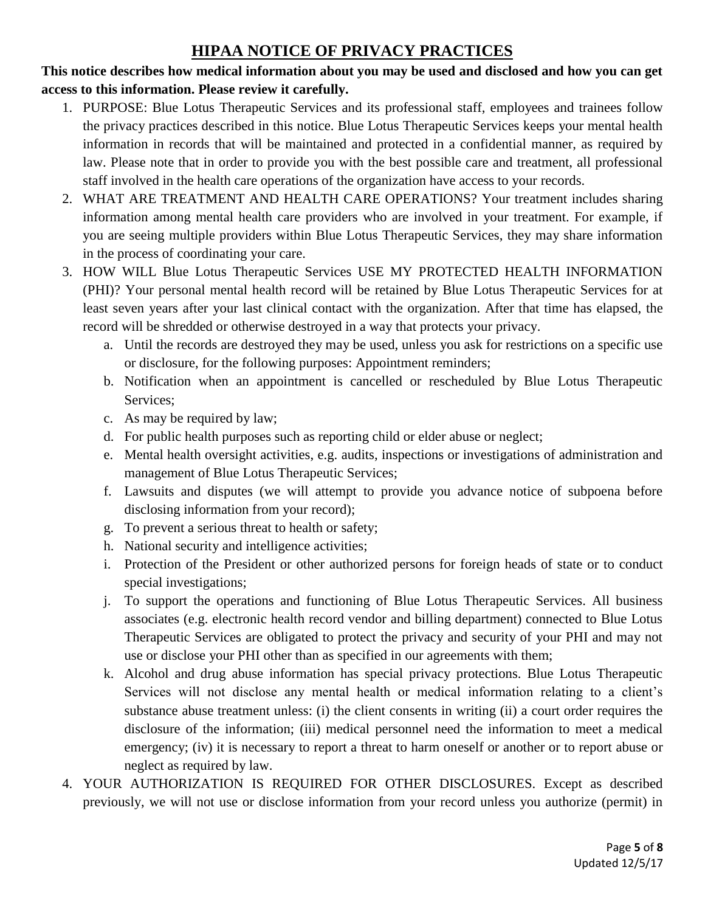# HIPAA NOTICE OF PRIVACY PRACTICES

**This notice describes how medical information about you may be used and disclosed and how you can get access to this information. Please review it carefully.**

1. PURPOSE: Blue Lotus Therapeutic Services and its professional staff, employees and trainees follow the privacy practices described in this notice. Blue Lotus Therapeutic Services keeps your mental health information in records that will be maintained and protected in a confidential manner, as required by law. Please note that in order to provide you with the best possible care and treatment, all professional staff involved in the health care operations of the organization have access to your records.
2. WHAT ARE TREATMENT AND HEALTH CARE OPERATIONS? Your treatment includes sharing information among mental health care providers who are involved in your treatment. For example, if you are seeing multiple providers within Blue Lotus Therapeutic Services, they may share information in the process of coordinating your care.
3. HOW WILL Blue Lotus Therapeutic Services USE MY PROTECTED HEALTH INFORMATION (PHI)? Your personal mental health record will be retained by Blue Lotus Therapeutic Services for at least seven years after your last clinical contact with the organization. After that time has elapsed, the record will be shredded or otherwise destroyed in a way that protects your privacy.
   a. Until the records are destroyed they may be used, unless you ask for restrictions on a specific use or disclosure, for the following purposes: Appointment reminders;
   b. Notification when an appointment is cancelled or rescheduled by Blue Lotus Therapeutic Services;
   c. As may be required by law;
   d. For public health purposes such as reporting child or elder abuse or neglect;
   e. Mental health oversight activities, e.g. audits, inspections or investigations of administration and management of Blue Lotus Therapeutic Services;
   f. Lawsuits and disputes (we will attempt to provide you advance notice of subpoena before disclosing information from your record);
   g. To prevent a serious threat to health or safety;
   h. National security and intelligence activities;
   i. Protection of the President or other authorized persons for foreign heads of state or to conduct special investigations;
   j. To support the operations and functioning of Blue Lotus Therapeutic Services. All business associates (e.g. electronic health record vendor and billing department) connected to Blue Lotus Therapeutic Services are obligated to protect the privacy and security of your PHI and may not use or disclose your PHI other than as specified in our agreements with them;
   k. Alcohol and drug abuse information has special privacy protections. Blue Lotus Therapeutic Services will not disclose any mental health or medical information relating to a client's substance abuse treatment unless: (i) the client consents in writing (ii) a court order requires the disclosure of the information; (iii) medical personnel need the information to meet a medical emergency; (iv) it is necessary to report a threat to harm oneself or another or to report abuse or neglect as required by law.
4. YOUR AUTHORIZATION IS REQUIRED FOR OTHER DISCLOSURES. Except as described previously, we will not use or disclose information from your record unless you authorize (permit) in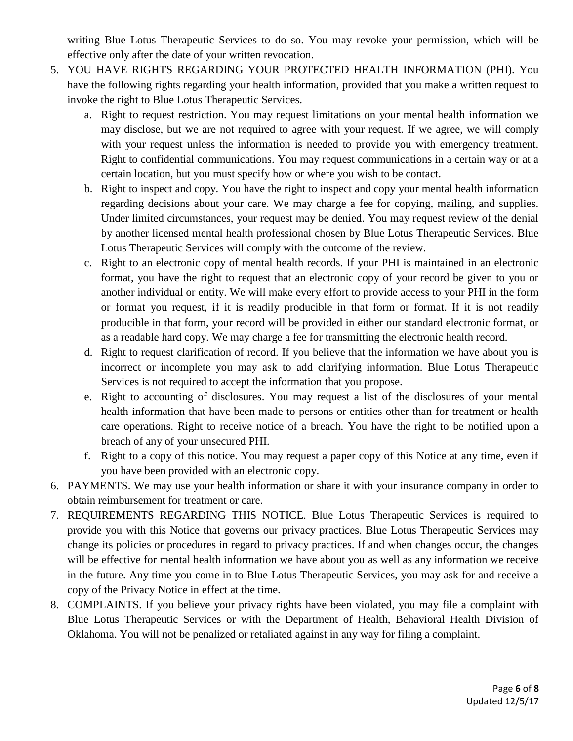writing Blue Lotus Therapeutic Services to do so. You may revoke your permission, which will be effective only after the date of your written revocation.

5. YOU HAVE RIGHTS REGARDING YOUR PROTECTED HEALTH INFORMATION (PHI). You have the following rights regarding your health information, provided that you make a written request to invoke the right to Blue Lotus Therapeutic Services.
   a. Right to request restriction. You may request limitations on your mental health information we may disclose, but we are not required to agree with your request. If we agree, we will comply with your request unless the information is needed to provide you with emergency treatment. Right to confidential communications. You may request communications in a certain way or at a certain location, but you must specify how or where you wish to be contact.
   b. Right to inspect and copy. You have the right to inspect and copy your mental health information regarding decisions about your care. We may charge a fee for copying, mailing, and supplies. Under limited circumstances, your request may be denied. You may request review of the denial by another licensed mental health professional chosen by Blue Lotus Therapeutic Services. Blue Lotus Therapeutic Services will comply with the outcome of the review.
   c. Right to an electronic copy of mental health records. If your PHI is maintained in an electronic format, you have the right to request that an electronic copy of your record be given to you or another individual or entity. We will make every effort to provide access to your PHI in the form or format you request, if it is readily producible in that form or format. If it is not readily producible in that form, your record will be provided in either our standard electronic format, or as a readable hard copy. We may charge a fee for transmitting the electronic health record.
   d. Right to request clarification of record. If you believe that the information we have about you is incorrect or incomplete you may ask to add clarifying information. Blue Lotus Therapeutic Services is not required to accept the information that you propose.
   e. Right to accounting of disclosures. You may request a list of the disclosures of your mental health information that have been made to persons or entities other than for treatment or health care operations. Right to receive notice of a breach. You have the right to be notified upon a breach of any of your unsecured PHI.
   f. Right to a copy of this notice. You may request a paper copy of this Notice at any time, even if you have been provided with an electronic copy.
6. PAYMENTS. We may use your health information or share it with your insurance company in order to obtain reimbursement for treatment or care.
7. REQUIREMENTS REGARDING THIS NOTICE. Blue Lotus Therapeutic Services is required to provide you with this Notice that governs our privacy practices. Blue Lotus Therapeutic Services may change its policies or procedures in regard to privacy practices. If and when changes occur, the changes will be effective for mental health information we have about you as well as any information we receive in the future. Any time you come in to Blue Lotus Therapeutic Services, you may ask for and receive a copy of the Privacy Notice in effect at the time.
8. COMPLAINTS. If you believe your privacy rights have been violated, you may file a complaint with Blue Lotus Therapeutic Services or with the Department of Health, Behavioral Health Division of Oklahoma. You will not be penalized or retaliated against in any way for filing a complaint.

Updated 12/5/17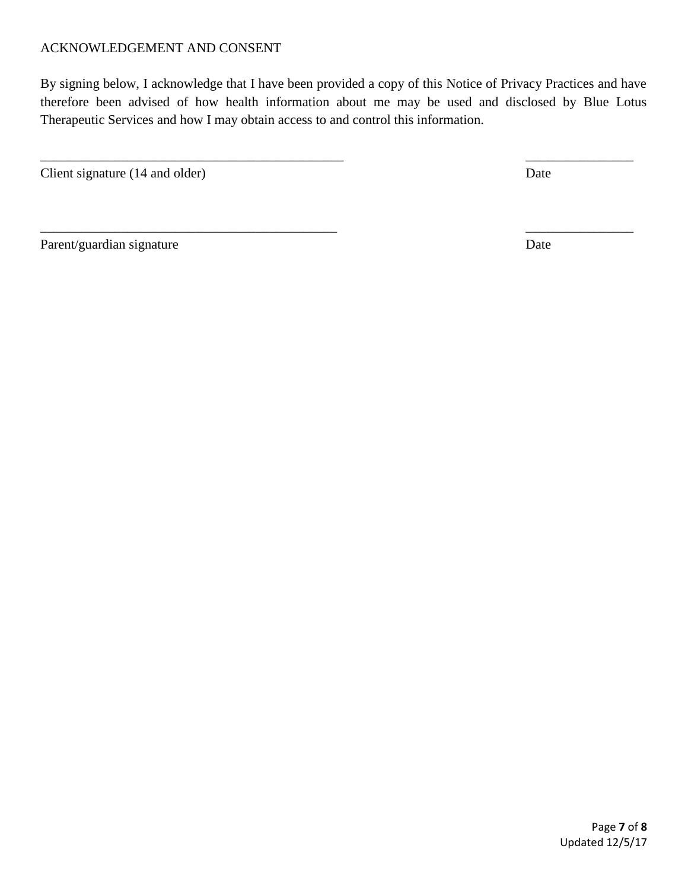## ACKNOWLEDGEMENT AND CONSENT

By signing below, I acknowledge that I have been provided a copy of this Notice of Privacy Practices and have therefore been advised of how health information about me may be used and disclosed by Blue Lotus Therapeutic Services and how I may obtain access to and control this information.

_______________________________________________ ________________

Client signature (14 and older) Date

______________________________________________ ________________

Parent/guardian signature Date

Updated 12/5/17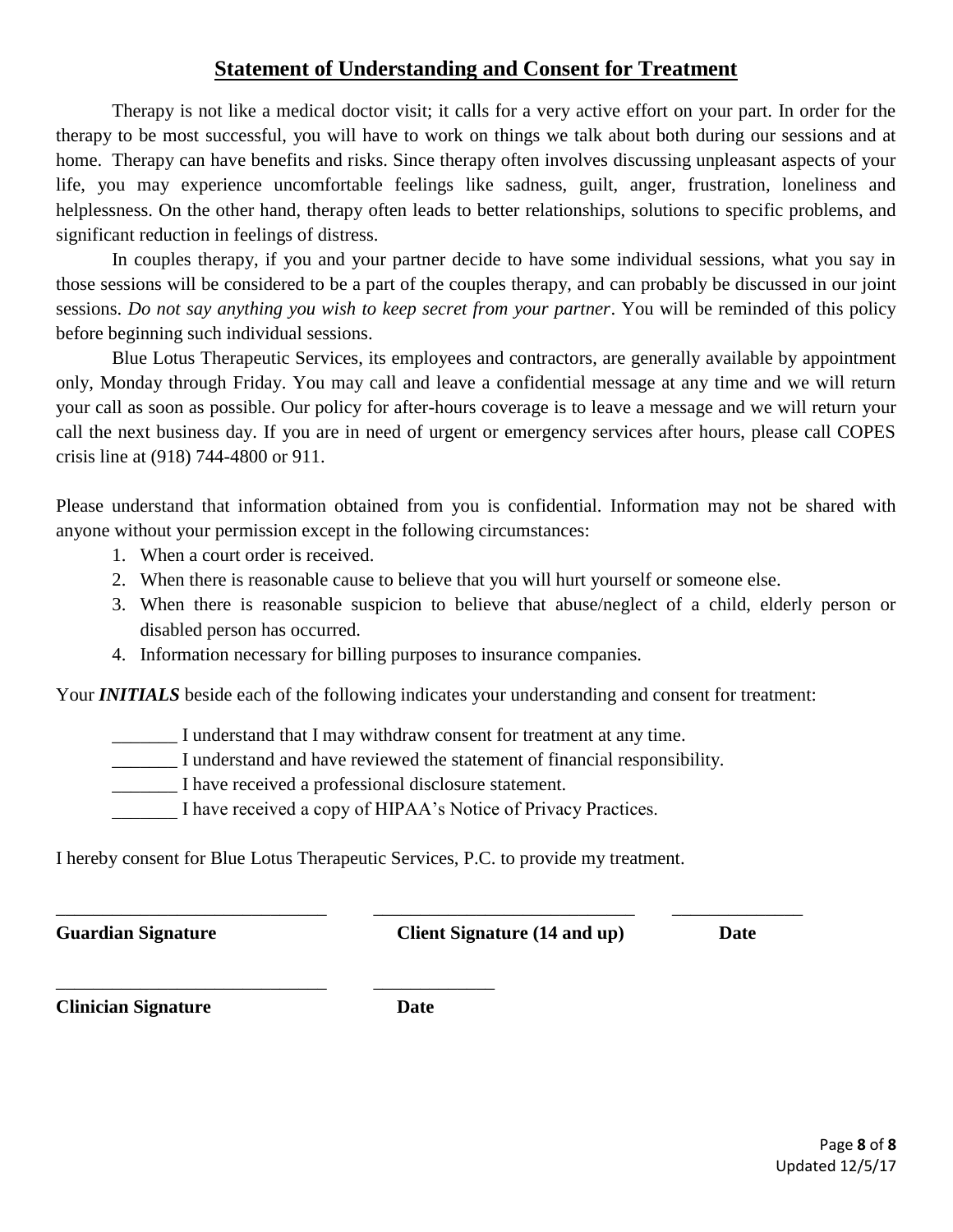## Statement of Understanding and Consent for Treatment

Therapy is not like a medical doctor visit; it calls for a very active effort on your part. In order for the therapy to be most successful, you will have to work on things we talk about both during our sessions and at home. Therapy can have benefits and risks. Since therapy often involves discussing unpleasant aspects of your life, you may experience uncomfortable feelings like sadness, guilt, anger, frustration, loneliness and helplessness. On the other hand, therapy often leads to better relationships, solutions to specific problems, and significant reduction in feelings of distress.

In couples therapy, if you and your partner decide to have some individual sessions, what you say in those sessions will be considered to be a part of the couples therapy, and can probably be discussed in our joint sessions. *Do not say anything you wish to keep secret from your partner*. You will be reminded of this policy before beginning such individual sessions.

Blue Lotus Therapeutic Services, its employees and contractors, are generally available by appointment only, Monday through Friday. You may call and leave a confidential message at any time and we will return your call as soon as possible. Our policy for after-hours coverage is to leave a message and we will return your call the next business day. If you are in need of urgent or emergency services after hours, please call COPES crisis line at (918) 744-4800 or 911.

Please understand that information obtained from you is confidential. Information may not be shared with anyone without your permission except in the following circumstances:

1. When a court order is received.
2. When there is reasonable cause to believe that you will hurt yourself or someone else.
3. When there is reasonable suspicion to believe that abuse/neglect of a child, elderly person or disabled person has occurred.
4. Information necessary for billing purposes to insurance companies.

Your ***INITIALS*** beside each of the following indicates your understanding and consent for treatment:

_______ I understand that I may withdraw consent for treatment at any time.

_______ I understand and have reviewed the statement of financial responsibility.

_______ I have received a professional disclosure statement.

_______ I have received a copy of HIPAA's Notice of Privacy Practices.

I hereby consent for Blue Lotus Therapeutic Services, P.C. to provide my treatment.

_____________________________ _____________________________ ______________

**Guardian Signature** **Client Signature (14 and up)** **Date**

_____________________________ _____________

**Clinician Signature** **Date**

Updated 12/5/17